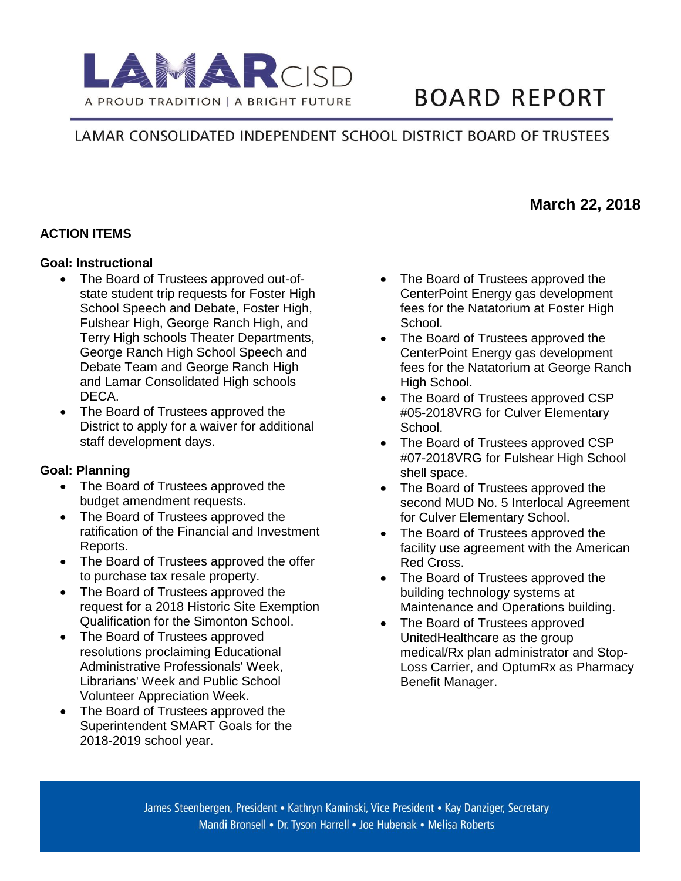# LAMAR CISD

A PROUD TRADITION | A BRIGHT FUTURE

# BOARD REPORT

## LAMAR CONSOLIDATED INDEPENDENT SCHOOL DISTRICT BOARD OF TRUSTEES

**March 22, 2018**

### ACTION ITEMS

**Goal: Instructional**

- The Board of Trustees approved out-of-state student trip requests for Foster High School Speech and Debate, Foster High, Fulshear High, George Ranch High, and Terry High schools Theater Departments, George Ranch High School Speech and Debate Team and George Ranch High and Lamar Consolidated High schools DECA.
- The Board of Trustees approved the District to apply for a waiver for additional staff development days.

**Goal: Planning**

- The Board of Trustees approved the budget amendment requests.
- The Board of Trustees approved the ratification of the Financial and Investment Reports.
- The Board of Trustees approved the offer to purchase tax resale property.
- The Board of Trustees approved the request for a 2018 Historic Site Exemption Qualification for the Simonton School.
- The Board of Trustees approved resolutions proclaiming Educational Administrative Professionals' Week, Librarians' Week and Public School Volunteer Appreciation Week.
- The Board of Trustees approved the Superintendent SMART Goals for the 2018-2019 school year.
- The Board of Trustees approved the CenterPoint Energy gas development fees for the Natatorium at Foster High School.
- The Board of Trustees approved the CenterPoint Energy gas development fees for the Natatorium at George Ranch High School.
- The Board of Trustees approved CSP #05-2018VRG for Culver Elementary School.
- The Board of Trustees approved CSP #07-2018VRG for Fulshear High School shell space.
- The Board of Trustees approved the second MUD No. 5 Interlocal Agreement for Culver Elementary School.
- The Board of Trustees approved the facility use agreement with the American Red Cross.
- The Board of Trustees approved the building technology systems at Maintenance and Operations building.
- The Board of Trustees approved UnitedHealthcare as the group medical/Rx plan administrator and Stop-Loss Carrier, and OptumRx as Pharmacy Benefit Manager.

James Steenbergen, President • Kathryn Kaminski, Vice President • Kay Danziger, Secretary
Mandi Bronsell • Dr. Tyson Harrell • Joe Hubenak • Melisa Roberts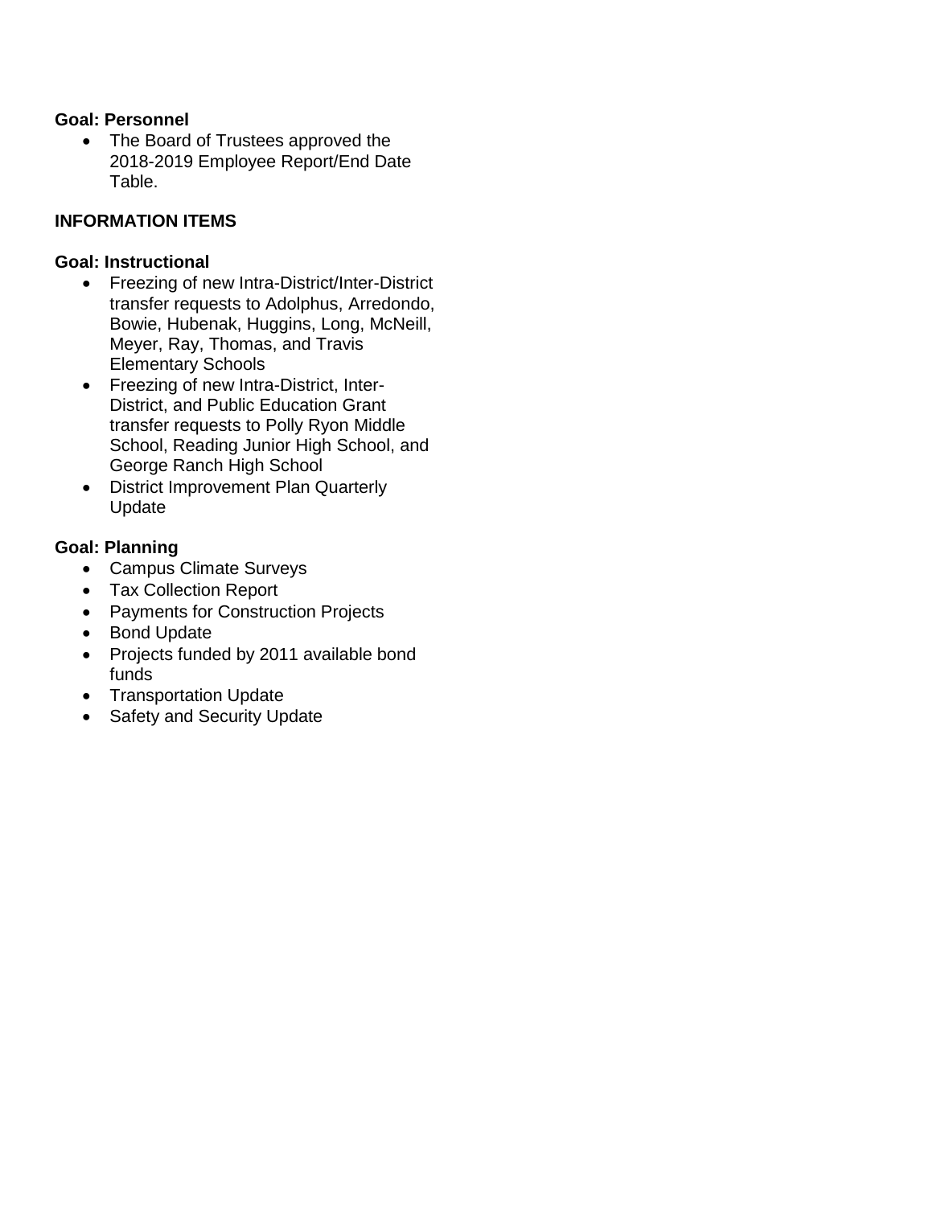**Goal: Personnel**

- The Board of Trustees approved the 2018-2019 Employee Report/End Date Table.

**INFORMATION ITEMS**

**Goal: Instructional**

- Freezing of new Intra-District/Inter-District transfer requests to Adolphus, Arredondo, Bowie, Hubenak, Huggins, Long, McNeill, Meyer, Ray, Thomas, and Travis Elementary Schools
- Freezing of new Intra-District, Inter-District, and Public Education Grant transfer requests to Polly Ryon Middle School, Reading Junior High School, and George Ranch High School
- District Improvement Plan Quarterly Update

**Goal: Planning**

- Campus Climate Surveys
- Tax Collection Report
- Payments for Construction Projects
- Bond Update
- Projects funded by 2011 available bond funds
- Transportation Update
- Safety and Security Update